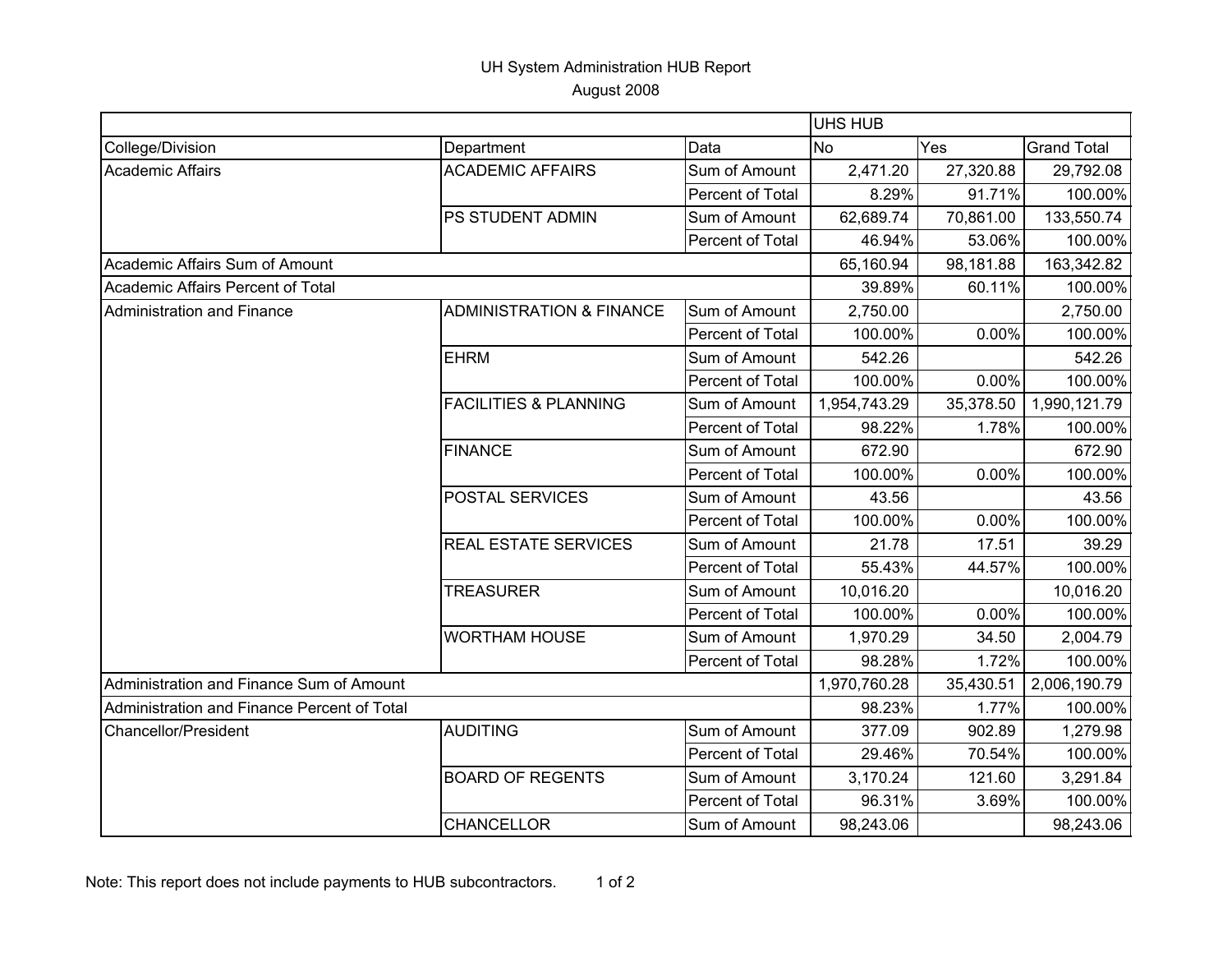# UH System Administration HUB Report

August 2008

| | | | UHS HUB | | |
|---|---|---|---|---|---|
| College/Division | Department | Data | No | Yes | Grand Total |
| Academic Affairs | ACADEMIC AFFAIRS | Sum of Amount | 2,471.20 | 27,320.88 | 29,792.08 |
| | | Percent of Total | 8.29% | 91.71% | 100.00% |
| | PS STUDENT ADMIN | Sum of Amount | 62,689.74 | 70,861.00 | 133,550.74 |
| | | Percent of Total | 46.94% | 53.06% | 100.00% |
| Academic Affairs Sum of Amount | | | 65,160.94 | 98,181.88 | 163,342.82 |
| Academic Affairs Percent of Total | | | 39.89% | 60.11% | 100.00% |
| Administration and Finance | ADMINISTRATION & FINANCE | Sum of Amount | 2,750.00 | | 2,750.00 |
| | | Percent of Total | 100.00% | 0.00% | 100.00% |
| | EHRM | Sum of Amount | 542.26 | | 542.26 |
| | | Percent of Total | 100.00% | 0.00% | 100.00% |
| | FACILITIES & PLANNING | Sum of Amount | 1,954,743.29 | 35,378.50 | 1,990,121.79 |
| | | Percent of Total | 98.22% | 1.78% | 100.00% |
| | FINANCE | Sum of Amount | 672.90 | | 672.90 |
| | | Percent of Total | 100.00% | 0.00% | 100.00% |
| | POSTAL SERVICES | Sum of Amount | 43.56 | | 43.56 |
| | | Percent of Total | 100.00% | 0.00% | 100.00% |
| | REAL ESTATE SERVICES | Sum of Amount | 21.78 | 17.51 | 39.29 |
| | | Percent of Total | 55.43% | 44.57% | 100.00% |
| | TREASURER | Sum of Amount | 10,016.20 | | 10,016.20 |
| | | Percent of Total | 100.00% | 0.00% | 100.00% |
| | WORTHAM HOUSE | Sum of Amount | 1,970.29 | 34.50 | 2,004.79 |
| | | Percent of Total | 98.28% | 1.72% | 100.00% |
| Administration and Finance Sum of Amount | | | 1,970,760.28 | 35,430.51 | 2,006,190.79 |
| Administration and Finance Percent of Total | | | 98.23% | 1.77% | 100.00% |
| Chancellor/President | AUDITING | Sum of Amount | 377.09 | 902.89 | 1,279.98 |
| | | Percent of Total | 29.46% | 70.54% | 100.00% |
| | BOARD OF REGENTS | Sum of Amount | 3,170.24 | 121.60 | 3,291.84 |
| | | Percent of Total | 96.31% | 3.69% | 100.00% |
| | CHANCELLOR | Sum of Amount | 98,243.06 | | 98,243.06 |

Note: This report does not include payments to HUB subcontractors.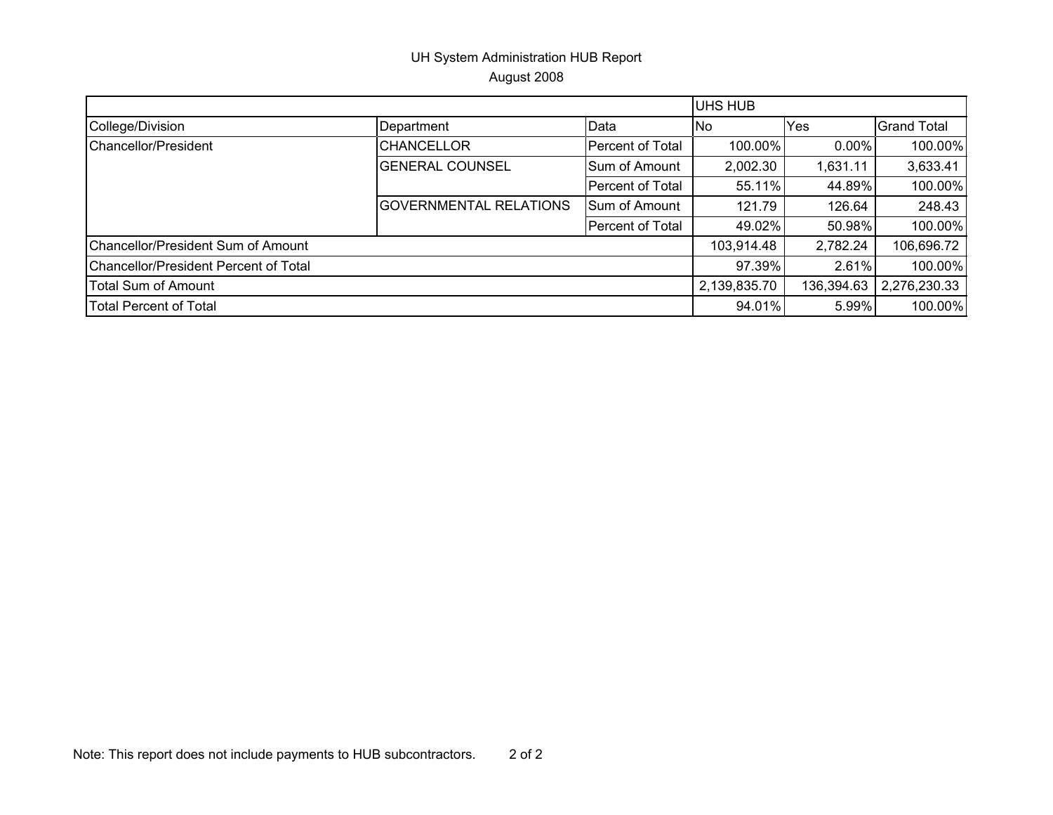UH System Administration HUB Report

August 2008

| | | | UHS HUB | | |
|---|---|---|---|---|---|
| College/Division | Department | Data | No | Yes | Grand Total |
| Chancellor/President | CHANCELLOR | Percent of Total | 100.00% | 0.00% | 100.00% |
| | GENERAL COUNSEL | Sum of Amount | 2,002.30 | 1,631.11 | 3,633.41 |
| | | Percent of Total | 55.11% | 44.89% | 100.00% |
| | GOVERNMENTAL RELATIONS | Sum of Amount | 121.79 | 126.64 | 248.43 |
| | | Percent of Total | 49.02% | 50.98% | 100.00% |
| Chancellor/President Sum of Amount | | | 103,914.48 | 2,782.24 | 106,696.72 |
| Chancellor/President Percent of Total | | | 97.39% | 2.61% | 100.00% |
| Total Sum of Amount | | | 2,139,835.70 | 136,394.63 | 2,276,230.33 |
| Total Percent of Total | | | 94.01% | 5.99% | 100.00% |

Note: This report does not include payments to HUB subcontractors.